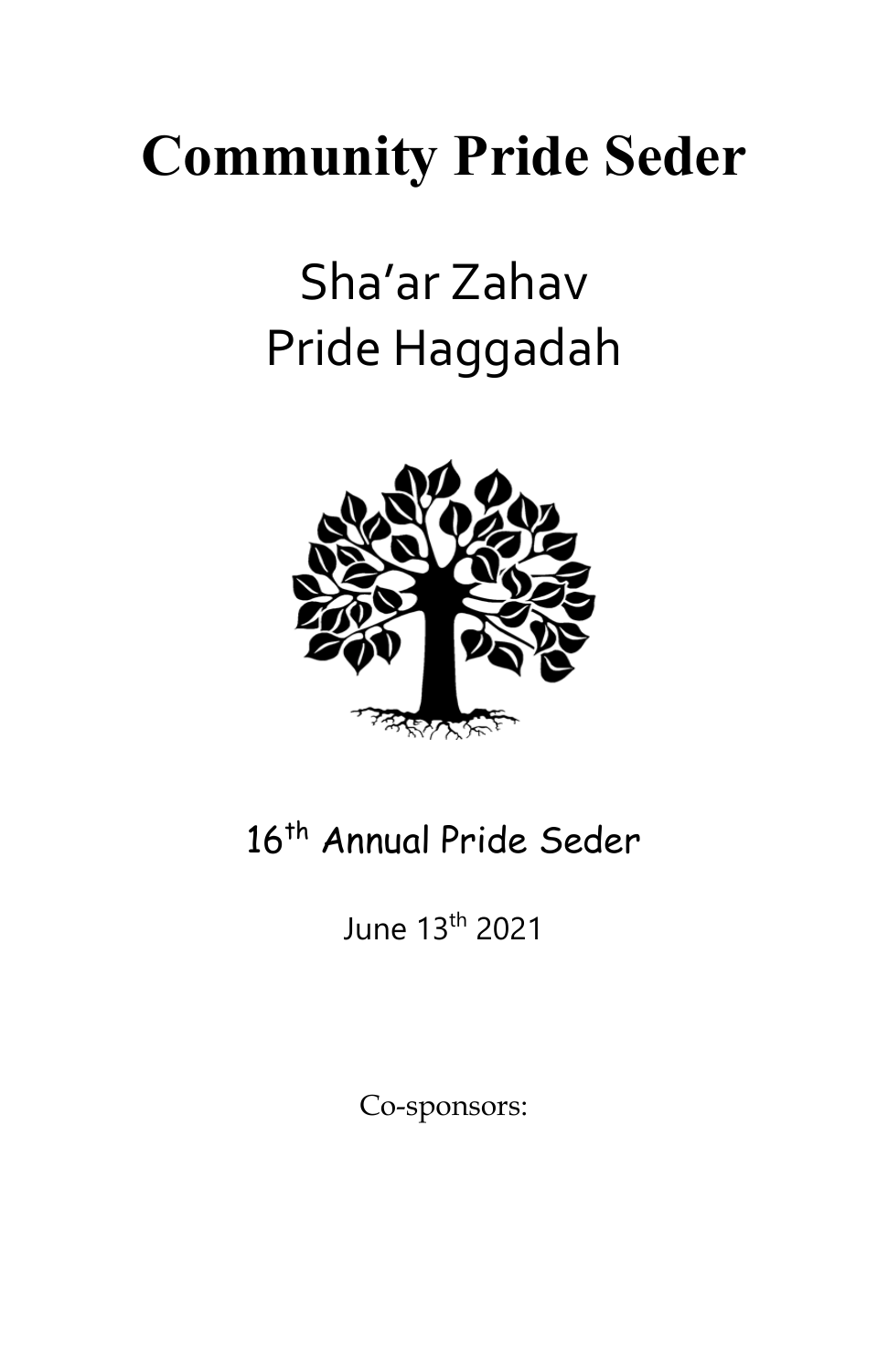# Community Pride Seder

## Sha'ar Zahav
## Pride Haggadah

16th Annual Pride Seder

June 13th 2021

Co-sponsors: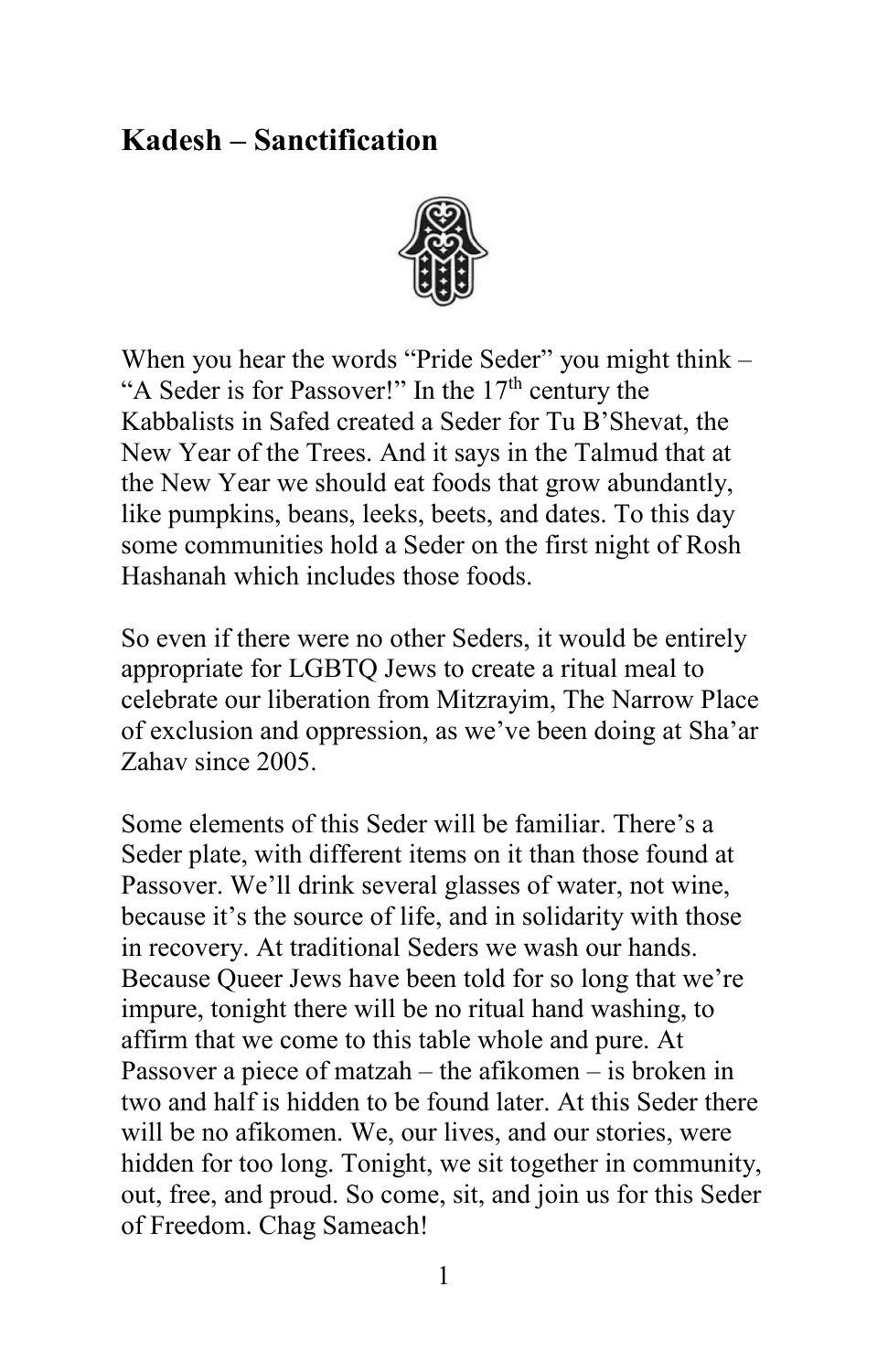## Kadesh – Sanctification

When you hear the words “Pride Seder” you might think – “A Seder is for Passover!” In the 17th century the Kabbalists in Safed created a Seder for Tu B’Shevat, the New Year of the Trees. And it says in the Talmud that at the New Year we should eat foods that grow abundantly, like pumpkins, beans, leeks, beets, and dates. To this day some communities hold a Seder on the first night of Rosh Hashanah which includes those foods.

So even if there were no other Seders, it would be entirely appropriate for LGBTQ Jews to create a ritual meal to celebrate our liberation from Mitzrayim, The Narrow Place of exclusion and oppression, as we’ve been doing at Sha’ar Zahav since 2005.

Some elements of this Seder will be familiar. There’s a Seder plate, with different items on it than those found at Passover. We’ll drink several glasses of water, not wine, because it’s the source of life, and in solidarity with those in recovery. At traditional Seders we wash our hands. Because Queer Jews have been told for so long that we’re impure, tonight there will be no ritual hand washing, to affirm that we come to this table whole and pure. At Passover a piece of matzah – the afikomen – is broken in two and half is hidden to be found later. At this Seder there will be no afikomen. We, our lives, and our stories, were hidden for too long. Tonight, we sit together in community, out, free, and proud. So come, sit, and join us for this Seder of Freedom. Chag Sameach!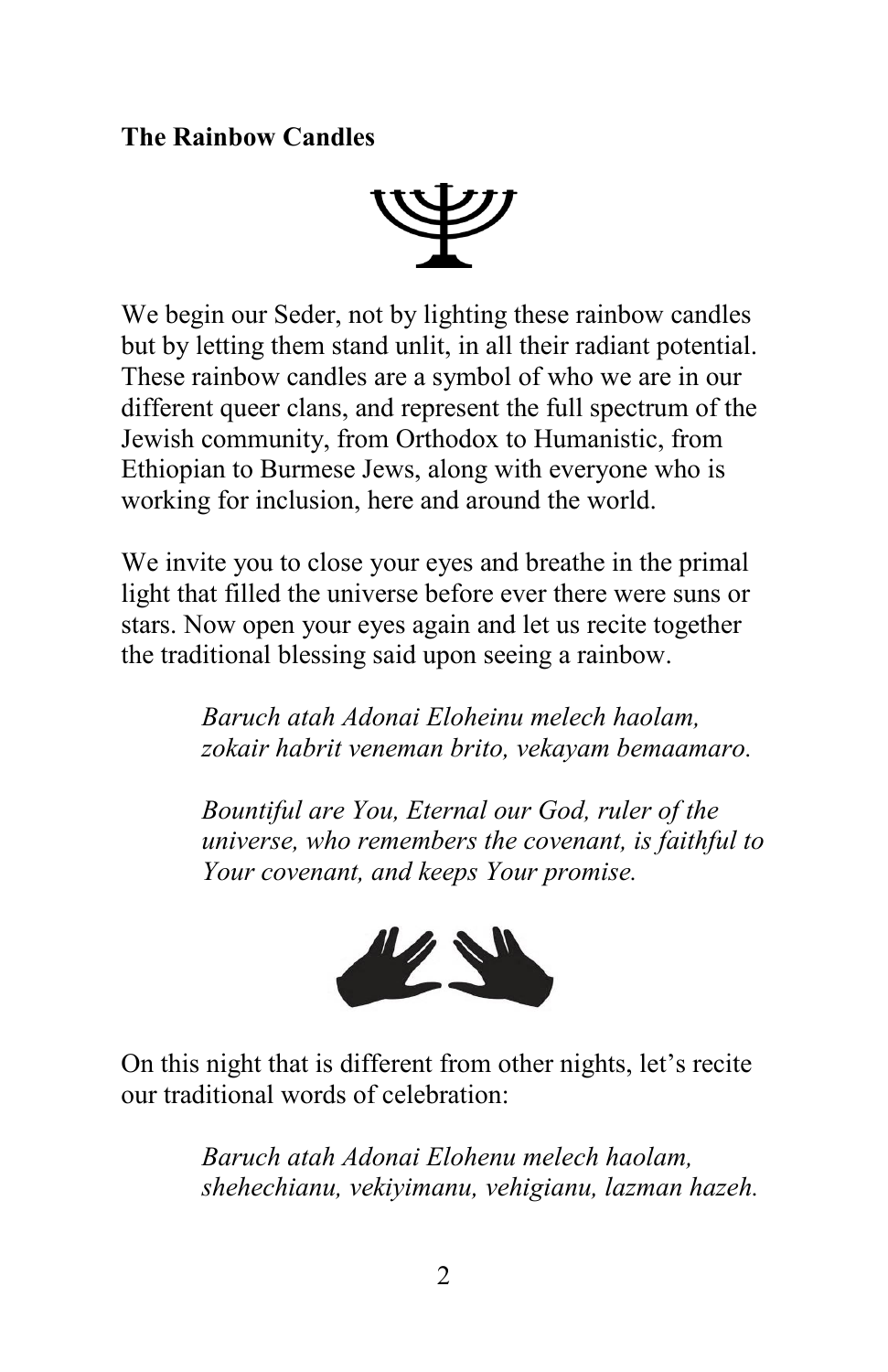**The Rainbow Candles**

We begin our Seder, not by lighting these rainbow candles but by letting them stand unlit, in all their radiant potential. These rainbow candles are a symbol of who we are in our different queer clans, and represent the full spectrum of the Jewish community, from Orthodox to Humanistic, from Ethiopian to Burmese Jews, along with everyone who is working for inclusion, here and around the world.

We invite you to close your eyes and breathe in the primal light that filled the universe before ever there were suns or stars. Now open your eyes again and let us recite together the traditional blessing said upon seeing a rainbow.

> *Baruch atah Adonai Eloheinu melech haolam, zokair habrit veneman brito, vekayam bemaamaro.*
>
> *Bountiful are You, Eternal our God, ruler of the universe, who remembers the covenant, is faithful to Your covenant, and keeps Your promise.*

On this night that is different from other nights, let's recite our traditional words of celebration:

> *Baruch atah Adonai Elohenu melech haolam, shehechianu, vekiyimanu, vehigianu, lazman hazeh.*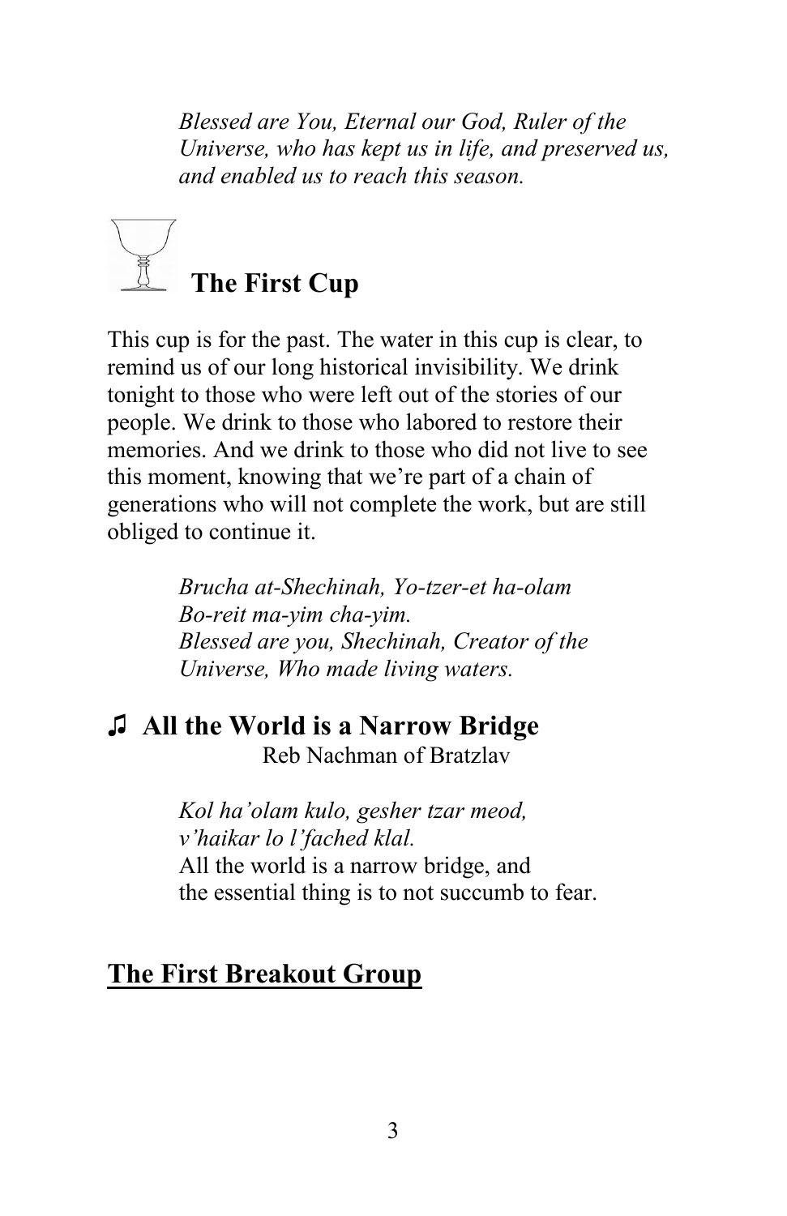*Blessed are You, Eternal our God, Ruler of the Universe, who has kept us in life, and preserved us, and enabled us to reach this season.*

## The First Cup

This cup is for the past. The water in this cup is clear, to remind us of our long historical invisibility. We drink tonight to those who were left out of the stories of our people. We drink to those who labored to restore their memories. And we drink to those who did not live to see this moment, knowing that we're part of a chain of generations who will not complete the work, but are still obliged to continue it.

> *Brucha at-Shechinah, Yo-tzer-et ha-olam*
> *Bo-reit ma-yim cha-yim.*
> *Blessed are you, Shechinah, Creator of the Universe, Who made living waters.*

## ♫ All the World is a Narrow Bridge

Reb Nachman of Bratzlav

> *Kol ha'olam kulo, gesher tzar meod,*
> *v'haikar lo l'fached klal.*
> All the world is a narrow bridge, and
> the essential thing is to not succumb to fear.

## The First Breakout Group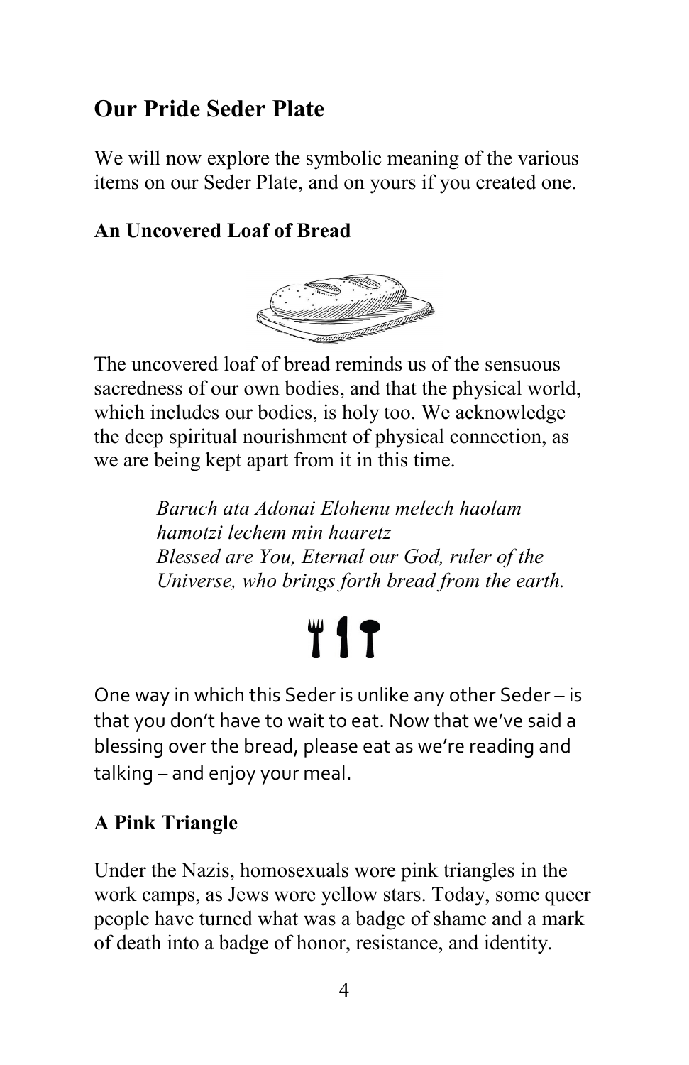## Our Pride Seder Plate

We will now explore the symbolic meaning of the various items on our Seder Plate, and on yours if you created one.

### An Uncovered Loaf of Bread

The uncovered loaf of bread reminds us of the sensuous sacredness of our own bodies, and that the physical world, which includes our bodies, is holy too. We acknowledge the deep spiritual nourishment of physical connection, as we are being kept apart from it in this time.

> *Baruch ata Adonai Elohenu melech haolam*
> *hamotzi lechem min haaretz*
> *Blessed are You, Eternal our God, ruler of the Universe, who brings forth bread from the earth.*

One way in which this Seder is unlike any other Seder – is that you don't have to wait to eat. Now that we've said a blessing over the bread, please eat as we're reading and talking – and enjoy your meal.

### A Pink Triangle

Under the Nazis, homosexuals wore pink triangles in the work camps, as Jews wore yellow stars. Today, some queer people have turned what was a badge of shame and a mark of death into a badge of honor, resistance, and identity.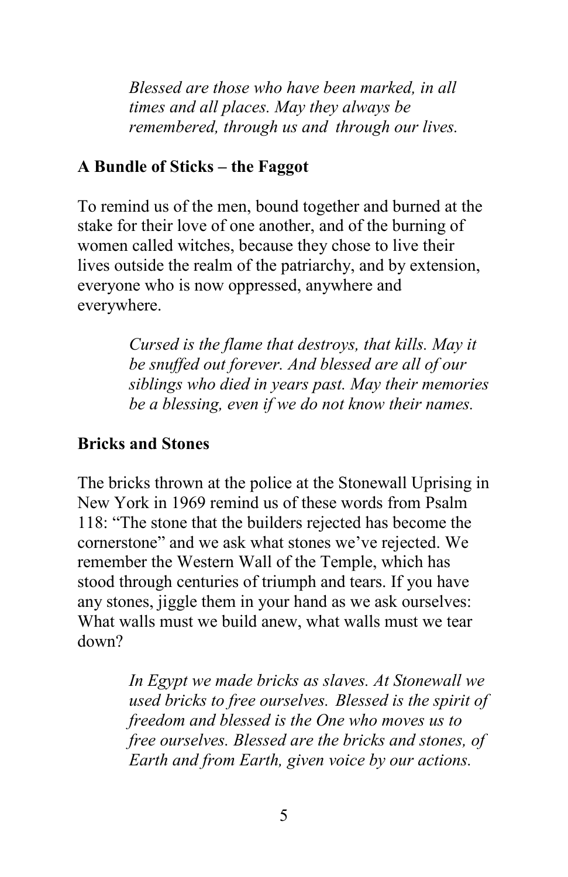*Blessed are those who have been marked, in all times and all places. May they always be remembered, through us and through our lives.*

**A Bundle of Sticks – the Faggot**

To remind us of the men, bound together and burned at the stake for their love of one another, and of the burning of women called witches, because they chose to live their lives outside the realm of the patriarchy, and by extension, everyone who is now oppressed, anywhere and everywhere.

*Cursed is the flame that destroys, that kills. May it be snuffed out forever. And blessed are all of our siblings who died in years past. May their memories be a blessing, even if we do not know their names.*

**Bricks and Stones**

The bricks thrown at the police at the Stonewall Uprising in New York in 1969 remind us of these words from Psalm 118: "The stone that the builders rejected has become the cornerstone" and we ask what stones we've rejected. We remember the Western Wall of the Temple, which has stood through centuries of triumph and tears. If you have any stones, jiggle them in your hand as we ask ourselves: What walls must we build anew, what walls must we tear down?

*In Egypt we made bricks as slaves. At Stonewall we used bricks to free ourselves. Blessed is the spirit of freedom and blessed is the One who moves us to free ourselves. Blessed are the bricks and stones, of Earth and from Earth, given voice by our actions.*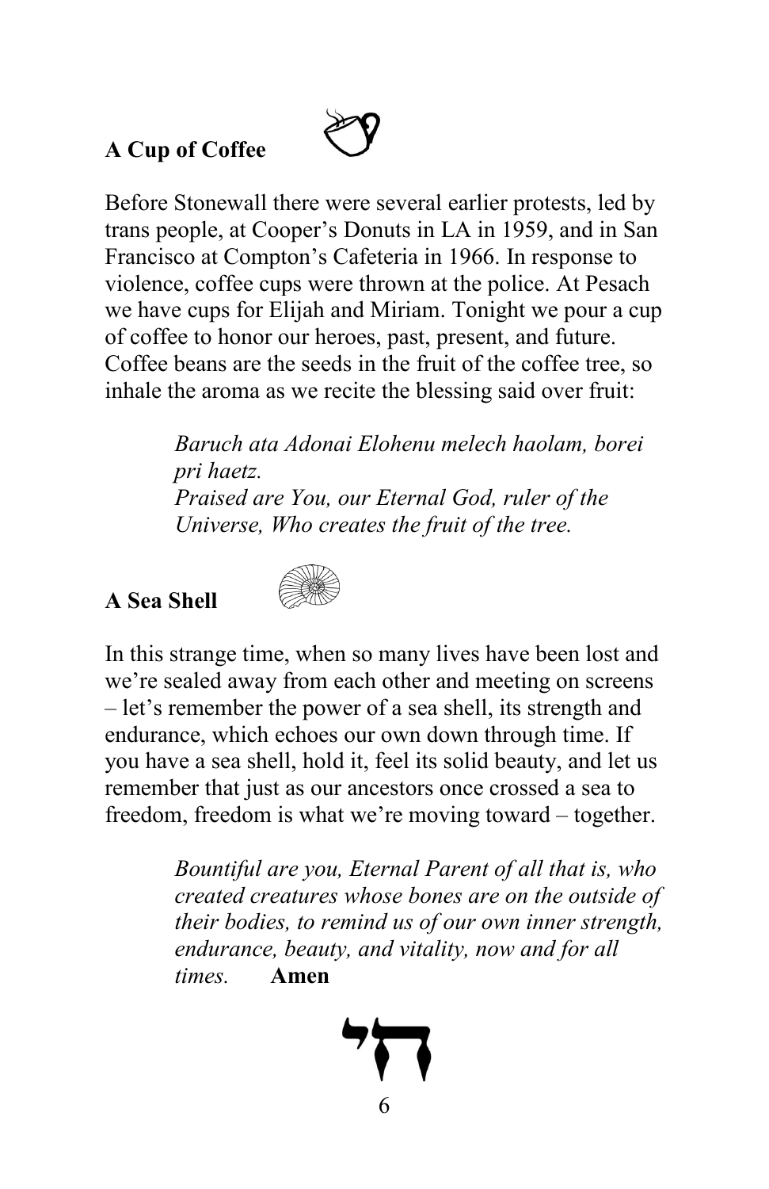**A Cup of Coffee**

Before Stonewall there were several earlier protests, led by trans people, at Cooper's Donuts in LA in 1959, and in San Francisco at Compton's Cafeteria in 1966. In response to violence, coffee cups were thrown at the police. At Pesach we have cups for Elijah and Miriam. Tonight we pour a cup of coffee to honor our heroes, past, present, and future. Coffee beans are the seeds in the fruit of the coffee tree, so inhale the aroma as we recite the blessing said over fruit:

> *Baruch ata Adonai Elohenu melech haolam, borei pri haetz.*
> *Praised are You, our Eternal God, ruler of the Universe, Who creates the fruit of the tree.*

**A Sea Shell**

In this strange time, when so many lives have been lost and we're sealed away from each other and meeting on screens – let's remember the power of a sea shell, its strength and endurance, which echoes our own down through time. If you have a sea shell, hold it, feel its solid beauty, and let us remember that just as our ancestors once crossed a sea to freedom, freedom is what we're moving toward – together.

> *Bountiful are you, Eternal Parent of all that is, who created creatures whose bones are on the outside of their bodies, to remind us of our own inner strength, endurance, beauty, and vitality, now and for all times.* **Amen**

חי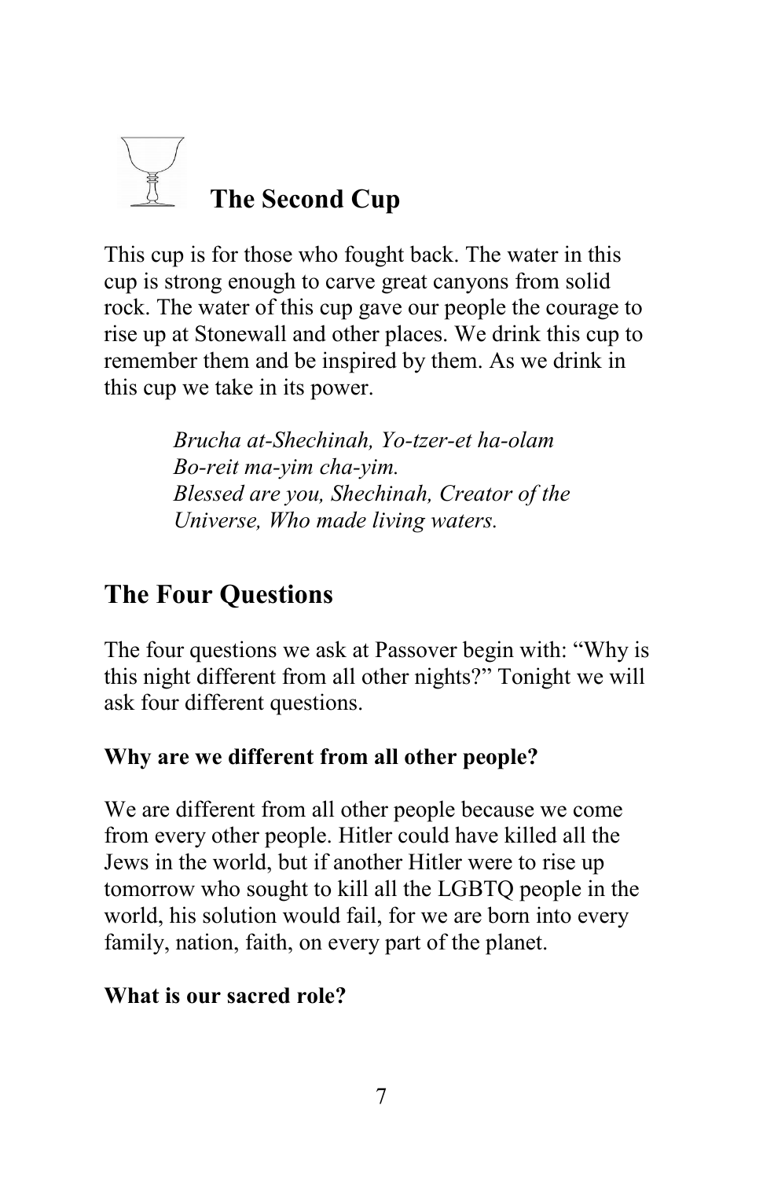## The Second Cup

This cup is for those who fought back. The water in this cup is strong enough to carve great canyons from solid rock. The water of this cup gave our people the courage to rise up at Stonewall and other places. We drink this cup to remember them and be inspired by them. As we drink in this cup we take in its power.

> *Brucha at-Shechinah, Yo-tzer-et ha-olam*
> *Bo-reit ma-yim cha-yim.*
> *Blessed are you, Shechinah, Creator of the Universe, Who made living waters.*

## The Four Questions

The four questions we ask at Passover begin with: "Why is this night different from all other nights?" Tonight we will ask four different questions.

**Why are we different from all other people?**

We are different from all other people because we come from every other people. Hitler could have killed all the Jews in the world, but if another Hitler were to rise up tomorrow who sought to kill all the LGBTQ people in the world, his solution would fail, for we are born into every family, nation, faith, on every part of the planet.

**What is our sacred role?**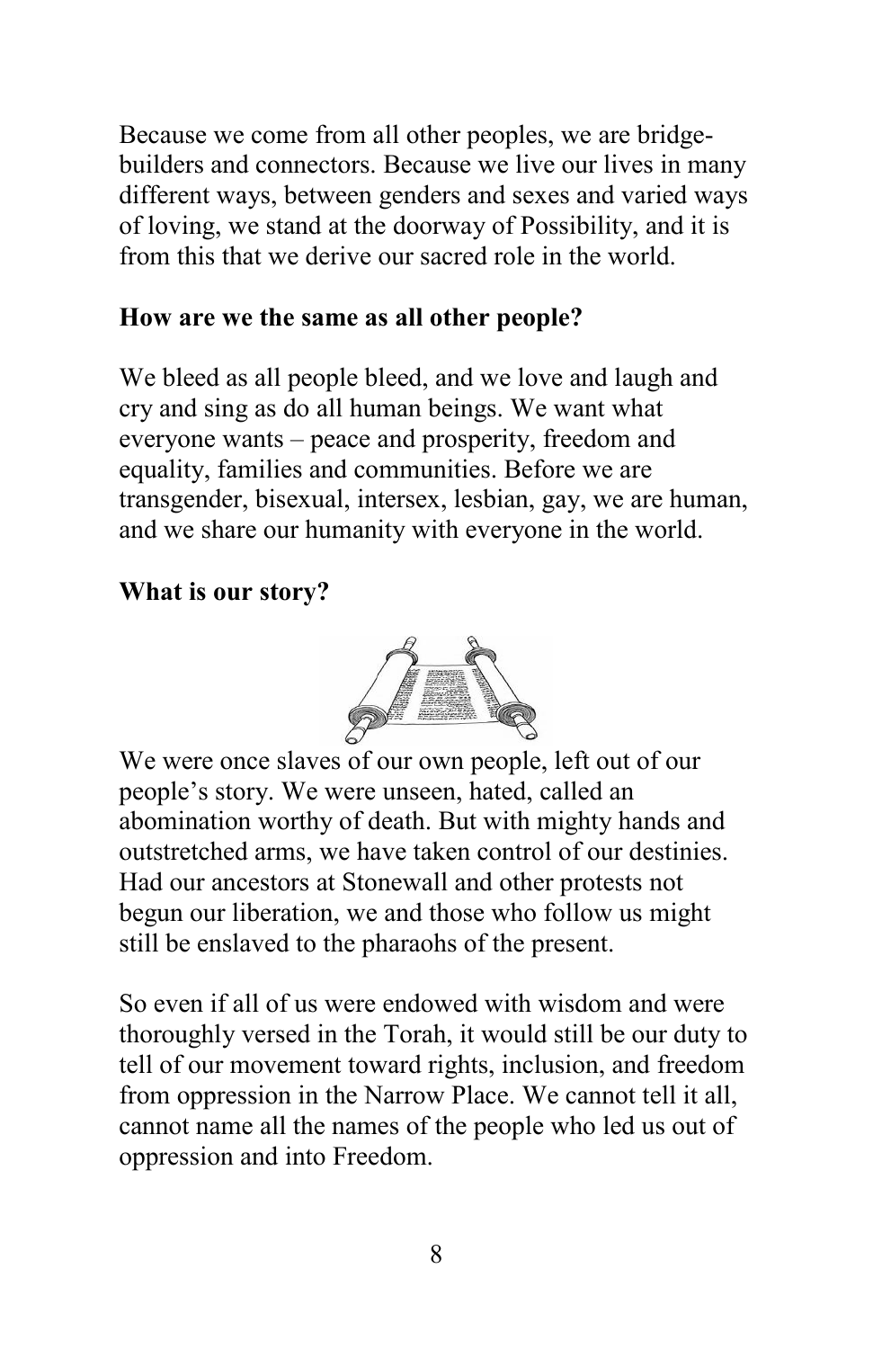Because we come from all other peoples, we are bridge-builders and connectors. Because we live our lives in many different ways, between genders and sexes and varied ways of loving, we stand at the doorway of Possibility, and it is from this that we derive our sacred role in the world.

**How are we the same as all other people?**

We bleed as all people bleed, and we love and laugh and cry and sing as do all human beings. We want what everyone wants – peace and prosperity, freedom and equality, families and communities. Before we are transgender, bisexual, intersex, lesbian, gay, we are human, and we share our humanity with everyone in the world.

**What is our story?**

We were once slaves of our own people, left out of our people's story. We were unseen, hated, called an abomination worthy of death. But with mighty hands and outstretched arms, we have taken control of our destinies. Had our ancestors at Stonewall and other protests not begun our liberation, we and those who follow us might still be enslaved to the pharaohs of the present.

So even if all of us were endowed with wisdom and were thoroughly versed in the Torah, it would still be our duty to tell of our movement toward rights, inclusion, and freedom from oppression in the Narrow Place. We cannot tell it all, cannot name all the names of the people who led us out of oppression and into Freedom.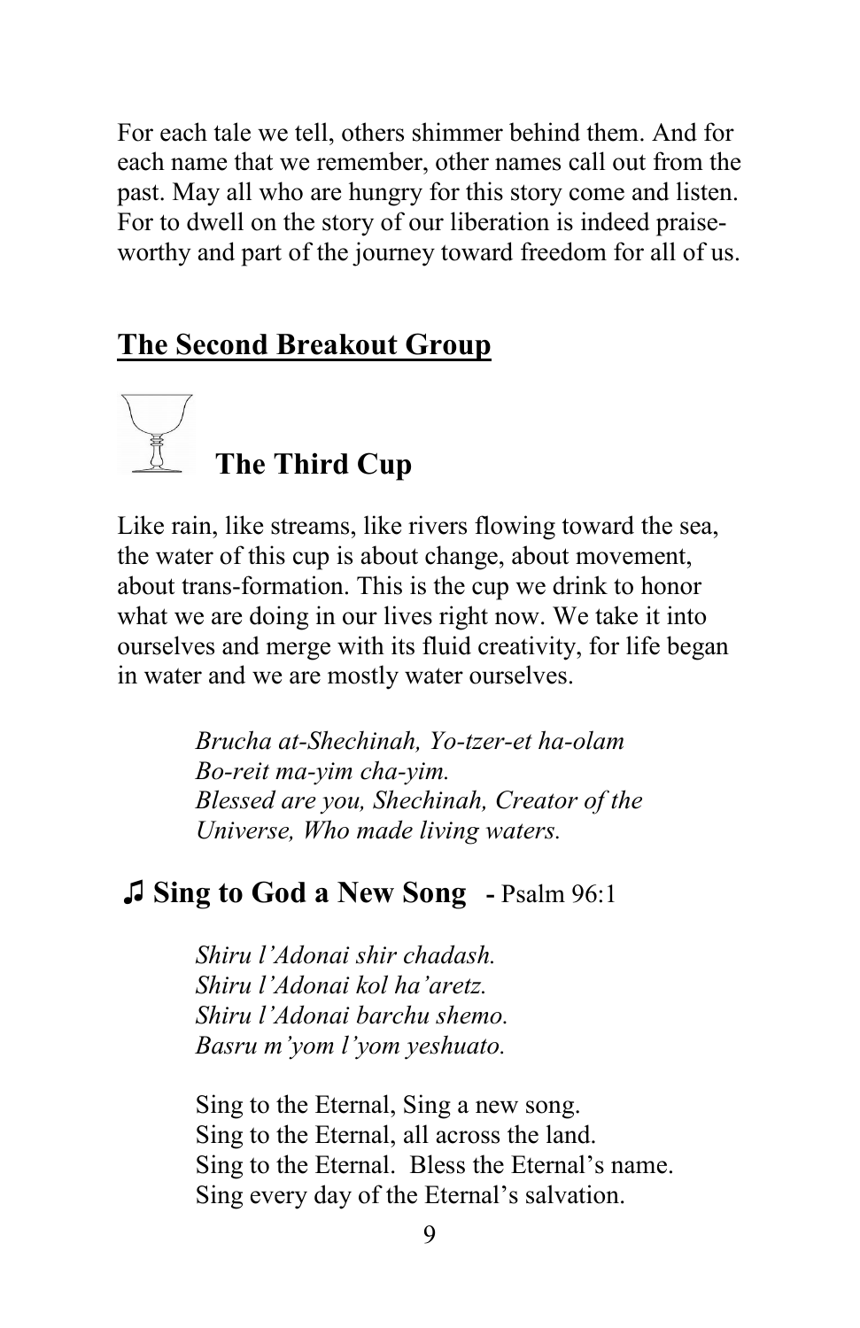For each tale we tell, others shimmer behind them. And for each name that we remember, other names call out from the past. May all who are hungry for this story come and listen. For to dwell on the story of our liberation is indeed praise-worthy and part of the journey toward freedom for all of us.

## **The Second Breakout Group**

### The Third Cup

Like rain, like streams, like rivers flowing toward the sea, the water of this cup is about change, about movement, about trans-formation. This is the cup we drink to honor what we are doing in our lives right now. We take it into ourselves and merge with its fluid creativity, for life began in water and we are mostly water ourselves.

> *Brucha at-Shechinah, Yo-tzer-et ha-olam*
> *Bo-reit ma-yim cha-yim.*
> *Blessed are you, Shechinah, Creator of the Universe, Who made living waters.*

### ♫ Sing to God a New Song - Psalm 96:1

> *Shiru l'Adonai shir chadash.*
> *Shiru l'Adonai kol ha'aretz.*
> *Shiru l'Adonai barchu shemo.*
> *Basru m'yom l'yom yeshuato.*

> Sing to the Eternal, Sing a new song.
> Sing to the Eternal, all across the land.
> Sing to the Eternal. Bless the Eternal's name.
> Sing every day of the Eternal's salvation.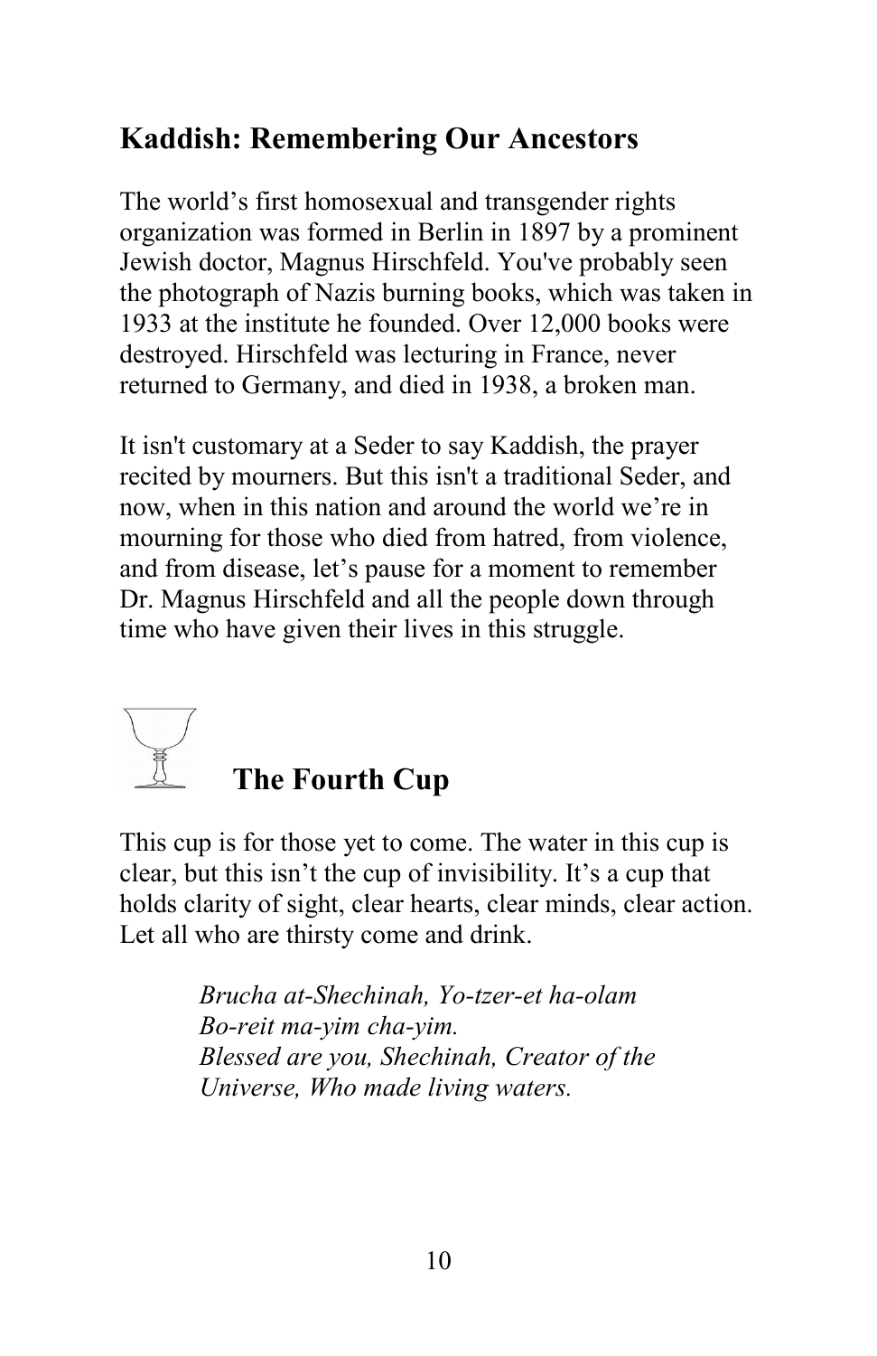## Kaddish: Remembering Our Ancestors

The world's first homosexual and transgender rights organization was formed in Berlin in 1897 by a prominent Jewish doctor, Magnus Hirschfeld. You've probably seen the photograph of Nazis burning books, which was taken in 1933 at the institute he founded. Over 12,000 books were destroyed. Hirschfeld was lecturing in France, never returned to Germany, and died in 1938, a broken man.

It isn't customary at a Seder to say Kaddish, the prayer recited by mourners. But this isn't a traditional Seder, and now, when in this nation and around the world we're in mourning for those who died from hatred, from violence, and from disease, let's pause for a moment to remember Dr. Magnus Hirschfeld and all the people down through time who have given their lives in this struggle.

## The Fourth Cup

This cup is for those yet to come. The water in this cup is clear, but this isn't the cup of invisibility. It's a cup that holds clarity of sight, clear hearts, clear minds, clear action. Let all who are thirsty come and drink.

> *Brucha at-Shechinah, Yo-tzer-et ha-olam*
> *Bo-reit ma-yim cha-yim.*
> *Blessed are you, Shechinah, Creator of the Universe, Who made living waters.*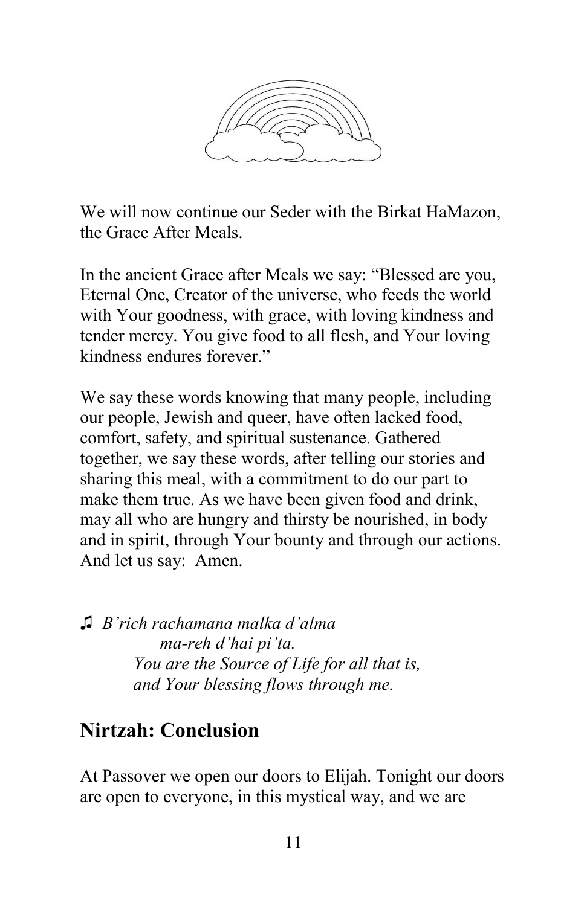We will now continue our Seder with the Birkat HaMazon, the Grace After Meals.

In the ancient Grace after Meals we say: "Blessed are you, Eternal One, Creator of the universe, who feeds the world with Your goodness, with grace, with loving kindness and tender mercy. You give food to all flesh, and Your loving kindness endures forever."

We say these words knowing that many people, including our people, Jewish and queer, have often lacked food, comfort, safety, and spiritual sustenance. Gathered together, we say these words, after telling our stories and sharing this meal, with a commitment to do our part to make them true. As we have been given food and drink, may all who are hungry and thirsty be nourished, in body and in spirit, through Your bounty and through our actions. And let us say: Amen.

♫ *B'rich rachamana malka d'alma*
*ma-reh d'hai pi'ta.*
*You are the Source of Life for all that is,*
*and Your blessing flows through me.*

## Nirtzah: Conclusion

At Passover we open our doors to Elijah. Tonight our doors are open to everyone, in this mystical way, and we are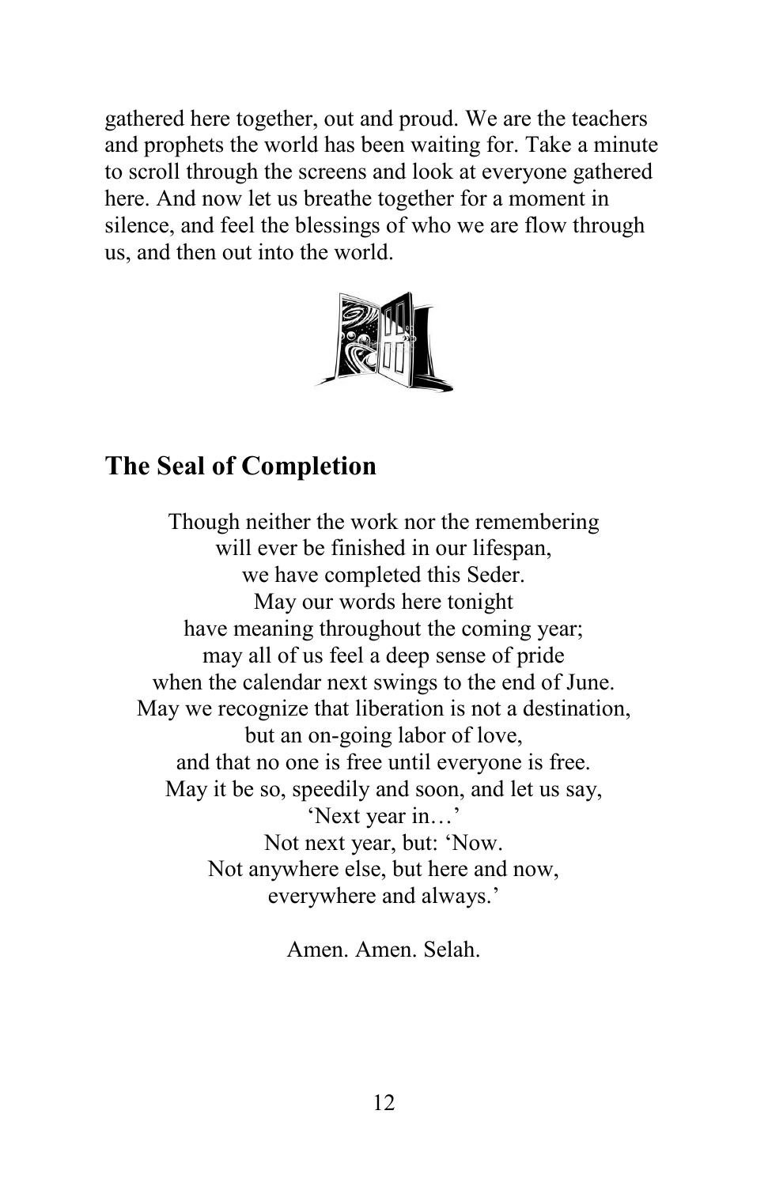gathered here together, out and proud. We are the teachers and prophets the world has been waiting for. Take a minute to scroll through the screens and look at everyone gathered here. And now let us breathe together for a moment in silence, and feel the blessings of who we are flow through us, and then out into the world.

## The Seal of Completion

Though neither the work nor the remembering  
will ever be finished in our lifespan,  
we have completed this Seder.  
May our words here tonight  
have meaning throughout the coming year;  
may all of us feel a deep sense of pride  
when the calendar next swings to the end of June.  
May we recognize that liberation is not a destination,  
but an on-going labor of love,  
and that no one is free until everyone is free.  
May it be so, speedily and soon, and let us say,  
'Next year in…'  
Not next year, but: 'Now.  
Not anywhere else, but here and now,  
everywhere and always.'

Amen. Amen. Selah.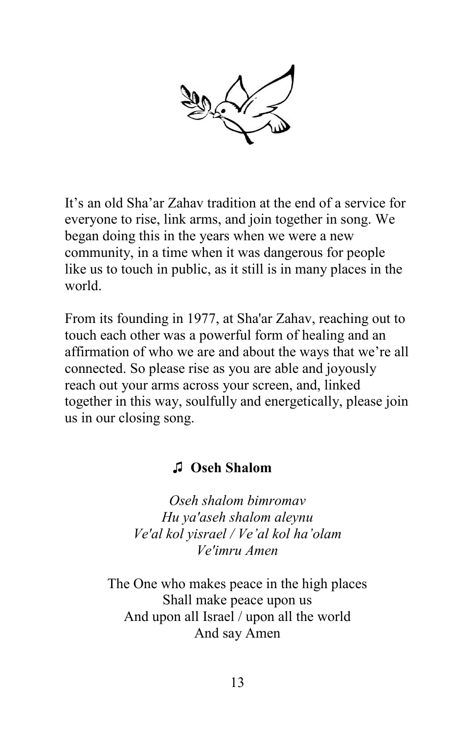It’s an old Sha’ar Zahav tradition at the end of a service for everyone to rise, link arms, and join together in song. We began doing this in the years when we were a new community, in a time when it was dangerous for people like us to touch in public, as it still is in many places in the world.

From its founding in 1977, at Sha'ar Zahav, reaching out to touch each other was a powerful form of healing and an affirmation of who we are and about the ways that we’re all connected. So please rise as you are able and joyously reach out your arms across your screen, and, linked together in this way, soulfully and energetically, please join us in our closing song.

### ♫ Oseh Shalom

*Oseh shalom bimromav*
*Hu ya'aseh shalom aleynu*
*Ve'al kol yisrael / Ve’al kol ha’olam*
*Ve'imru Amen*

The One who makes peace in the high places
Shall make peace upon us
And upon all Israel / upon all the world
And say Amen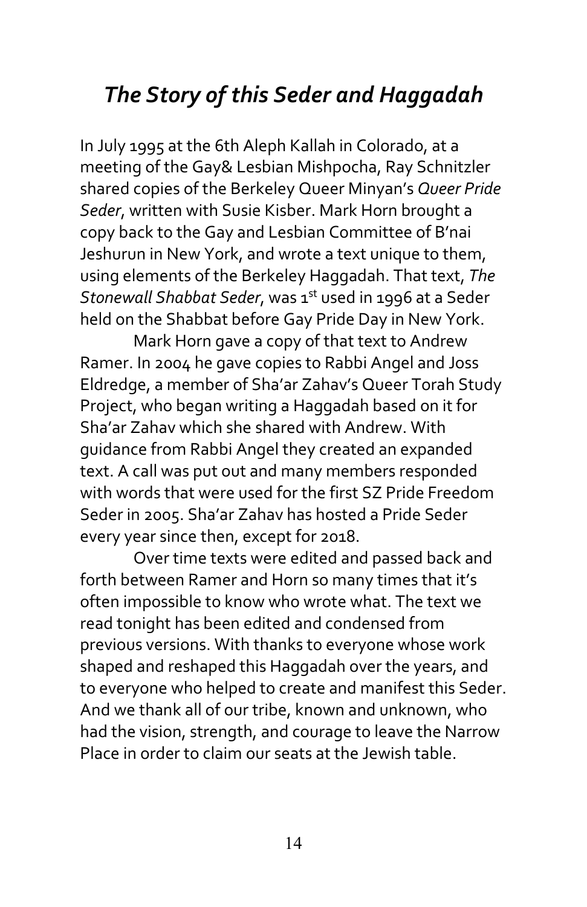## *The Story of this Seder and Haggadah*

In July 1995 at the 6th Aleph Kallah in Colorado, at a meeting of the Gay& Lesbian Mishpocha, Ray Schnitzler shared copies of the Berkeley Queer Minyan's *Queer Pride Seder*, written with Susie Kisber. Mark Horn brought a copy back to the Gay and Lesbian Committee of B'nai Jeshurun in New York, and wrote a text unique to them, using elements of the Berkeley Haggadah. That text, *The Stonewall Shabbat Seder*, was 1st used in 1996 at a Seder held on the Shabbat before Gay Pride Day in New York.

Mark Horn gave a copy of that text to Andrew Ramer. In 2004 he gave copies to Rabbi Angel and Joss Eldredge, a member of Sha'ar Zahav's Queer Torah Study Project, who began writing a Haggadah based on it for Sha'ar Zahav which she shared with Andrew. With guidance from Rabbi Angel they created an expanded text. A call was put out and many members responded with words that were used for the first SZ Pride Freedom Seder in 2005. Sha'ar Zahav has hosted a Pride Seder every year since then, except for 2018.

Over time texts were edited and passed back and forth between Ramer and Horn so many times that it's often impossible to know who wrote what. The text we read tonight has been edited and condensed from previous versions. With thanks to everyone whose work shaped and reshaped this Haggadah over the years, and to everyone who helped to create and manifest this Seder. And we thank all of our tribe, known and unknown, who had the vision, strength, and courage to leave the Narrow Place in order to claim our seats at the Jewish table.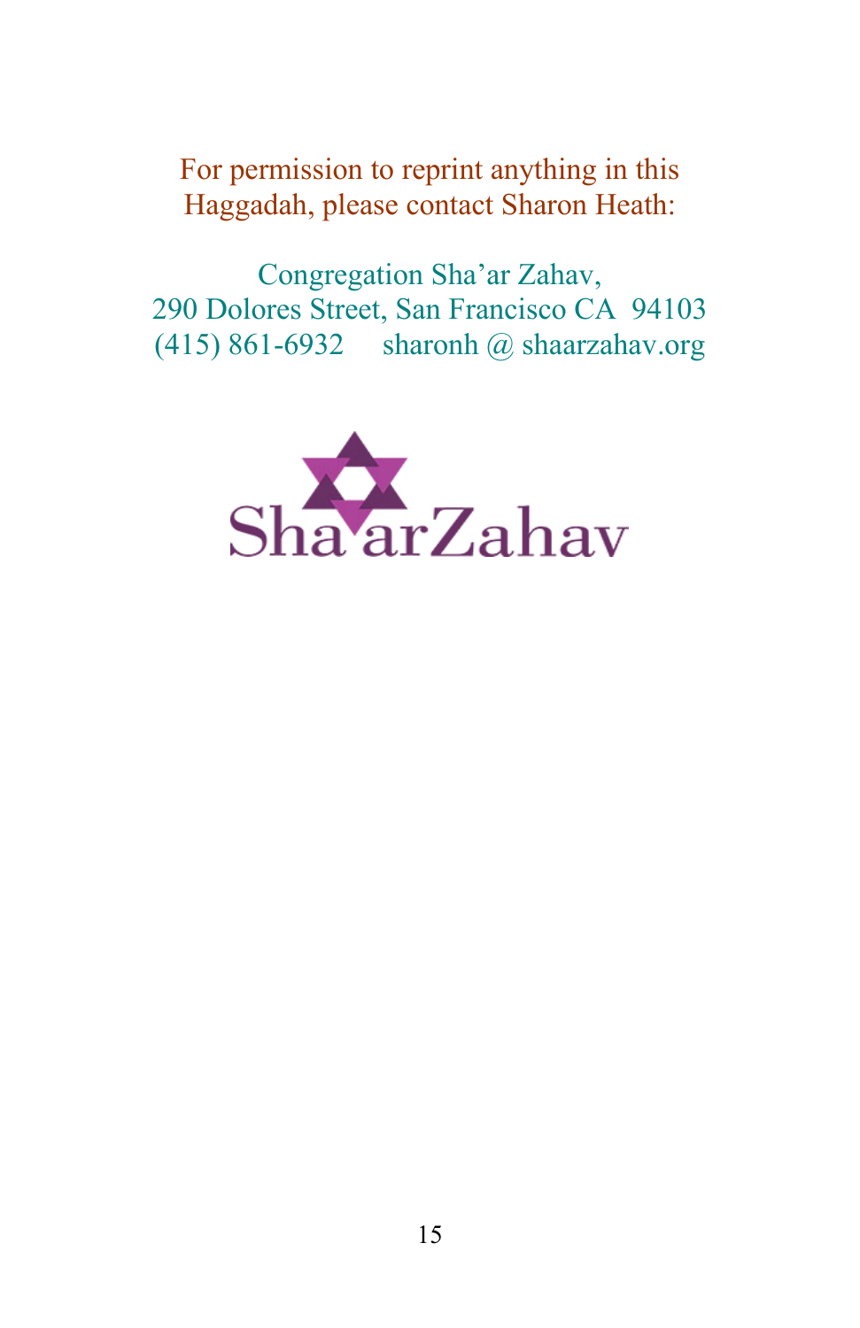For permission to reprint anything in this Haggadah, please contact Sharon Heath:

Congregation Sha'ar Zahav,
290 Dolores Street, San Francisco CA  94103
(415) 861-6932     sharonh @ shaarzahav.org

Sha'arZahav